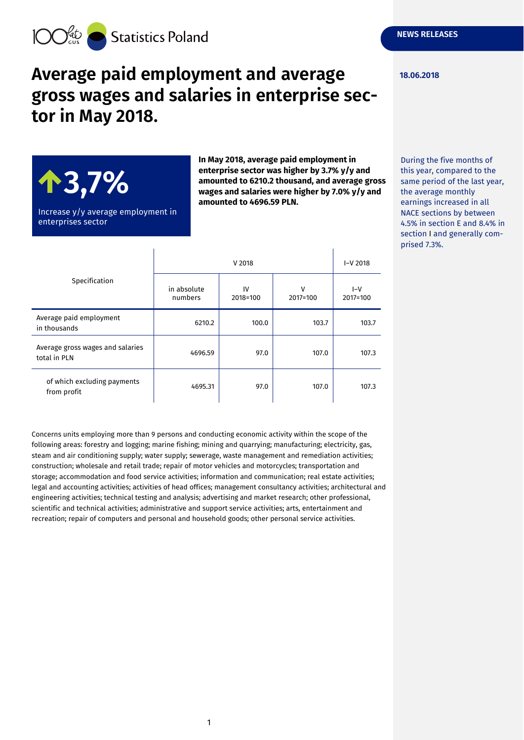Statistics Poland

NEWS RELEASES

18.06.2018

# Average paid employment and average gross wages and salaries in enterprise sector in May 2018.

**3,7%**

Increase y/y average employment in enterprises sector

**In May 2018, average paid employment in enterprise sector was higher by 3.7% y/y and amounted to 6210.2 thousand, and average gross wages and salaries were higher by 7.0% y/y and amounted to 4696.59 PLN.**

During the five months of this year, compared to the same period of the last year, the average monthly earnings increased in all NACE sections by between 4.5% in section E and 8.4% in section I and generally comprised 7.3%.

| Specification | V 2018 | | | I–V 2018 |
|---|---|---|---|---|
| | in absolute numbers | IV 2018=100 | V 2017=100 | I–V 2017=100 |
| Average paid employment in thousands | 6210.2 | 100.0 | 103.7 | 103.7 |
| Average gross wages and salaries total in PLN | 4696.59 | 97.0 | 107.0 | 107.3 |
| of which excluding payments from profit | 4695.31 | 97.0 | 107.0 | 107.3 |

Concerns units employing more than 9 persons and conducting economic activity within the scope of the following areas: forestry and logging; marine fishing; mining and quarrying; manufacturing; electricity, gas, steam and air conditioning supply; water supply; sewerage, waste management and remediation activities; construction; wholesale and retail trade; repair of motor vehicles and motorcycles; transportation and storage; accommodation and food service activities; information and communication; real estate activities; legal and accounting activities; activities of head offices; management consultancy activities; architectural and engineering activities; technical testing and analysis; advertising and market research; other professional, scientific and technical activities; administrative and support service activities; arts, entertainment and recreation; repair of computers and personal and household goods; other personal service activities.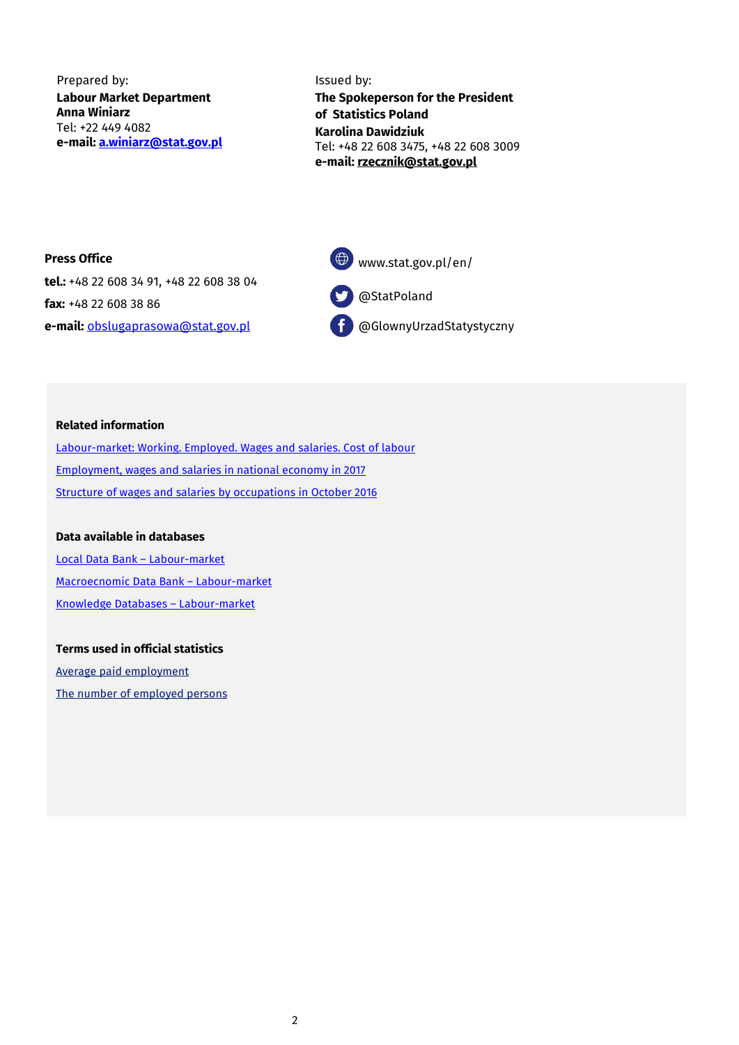Prepared by:
**Labour Market Department**
**Anna Winiarz**
Tel: +22 449 4082
**e-mail: a.winiarz@stat.gov.pl**

Issued by:
**The Spokeperson for the President of Statistics Poland**
**Karolina Dawidziuk**
Tel: +48 22 608 3475, +48 22 608 3009
**e-mail: rzecznik@stat.gov.pl**

**Press Office**
**tel.:** +48 22 608 34 91, +48 22 608 38 04
**fax:** +48 22 608 38 86
**e-mail:** obslugaprasowa@stat.gov.pl

www.stat.gov.pl/en/
@StatPoland
@GlownyUrzadStatystyczny

**Related information**

Labour-market: Working. Employed. Wages and salaries. Cost of labour

Employment, wages and salaries in national economy in 2017

Structure of wages and salaries by occupations in October 2016

**Data available in databases**

Local Data Bank – Labour-market

Macroecnomic Data Bank – Labour-market

Knowledge Databases – Labour-market

**Terms used in official statistics**

Average paid employment

The number of employed persons